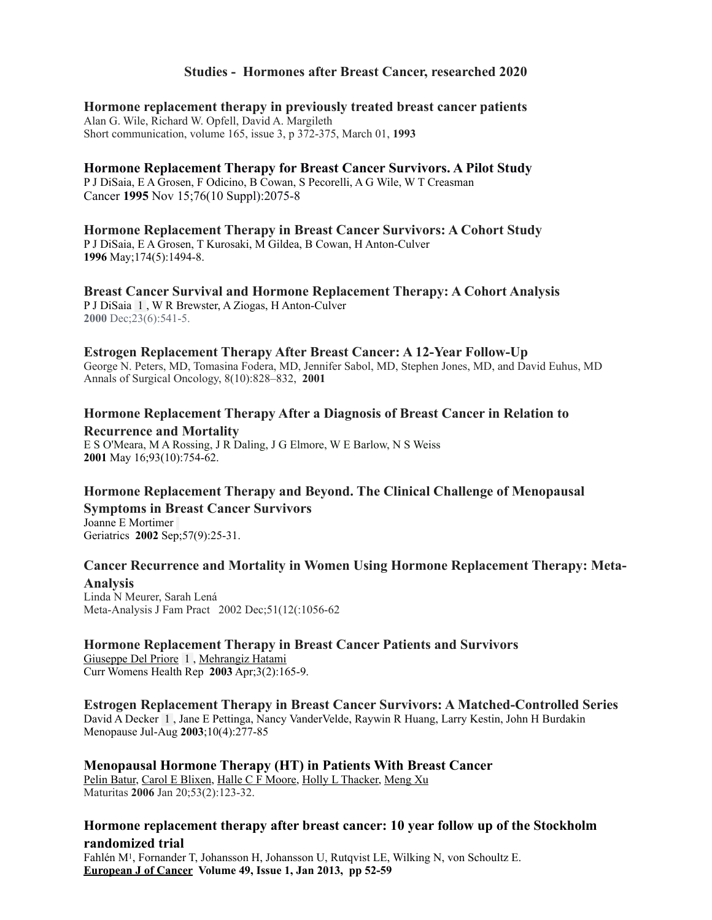# Studies - Hormones after Breast Cancer, researched 2020

**Hormone replacement therapy in previously treated breast cancer patients**
Alan G. Wile, Richard W. Opfell, David A. Margileth
Short communication, volume 165, issue 3, p 372-375, March 01, **1993**

**Hormone Replacement Therapy for Breast Cancer Survivors. A Pilot Study**
P J DiSaia, E A Grosen, F Odicino, B Cowan, S Pecorelli, A G Wile, W T Creasman
Cancer **1995** Nov 15;76(10 Suppl):2075-8

**Hormone Replacement Therapy in Breast Cancer Survivors: A Cohort Study**
P J DiSaia, E A Grosen, T Kurosaki, M Gildea, B Cowan, H Anton-Culver
**1996** May;174(5):1494-8.

**Breast Cancer Survival and Hormone Replacement Therapy: A Cohort Analysis**
P J DiSaia [1], W R Brewster, A Ziogas, H Anton-Culver
**2000** Dec;23(6):541-5.

**Estrogen Replacement Therapy After Breast Cancer: A 12-Year Follow-Up**
George N. Peters, MD, Tomasina Fodera, MD, Jennifer Sabol, MD, Stephen Jones, MD, and David Euhus, MD
Annals of Surgical Oncology, 8(10):828–832, **2001**

**Hormone Replacement Therapy After a Diagnosis of Breast Cancer in Relation to Recurrence and Mortality**
E S O'Meara, M A Rossing, J R Daling, J G Elmore, W E Barlow, N S Weiss
**2001** May 16;93(10):754-62.

**Hormone Replacement Therapy and Beyond. The Clinical Challenge of Menopausal Symptoms in Breast Cancer Survivors**
Joanne E Mortimer
Geriatrics **2002** Sep;57(9):25-31.

**Cancer Recurrence and Mortality in Women Using Hormone Replacement Therapy: Meta-Analysis**
Linda N Meurer, Sarah Lená
Meta-Analysis J Fam Pract 2002 Dec;51(12(:1056-62

**Hormone Replacement Therapy in Breast Cancer Patients and Survivors**
Giuseppe Del Priore [1], Mehrangiz Hatami
Curr Womens Health Rep **2003** Apr;3(2):165-9.

**Estrogen Replacement Therapy in Breast Cancer Survivors: A Matched-Controlled Series**
David A Decker [1], Jane E Pettinga, Nancy VanderVelde, Raywin R Huang, Larry Kestin, John H Burdakin
Menopause Jul-Aug **2003**;10(4):277-85

**Menopausal Hormone Therapy (HT) in Patients With Breast Cancer**
Pelin Batur, Carol E Blixen, Halle C F Moore, Holly L Thacker, Meng Xu
Maturitas **2006** Jan 20;53(2):123-32.

**Hormone replacement therapy after breast cancer: 10 year follow up of the Stockholm randomized trial**
Fahlén M[1], Fornander T, Johansson H, Johansson U, Rutqvist LE, Wilking N, von Schoultz E.
**European J of Cancer Volume 49, Issue 1, Jan 2013, pp 52-59**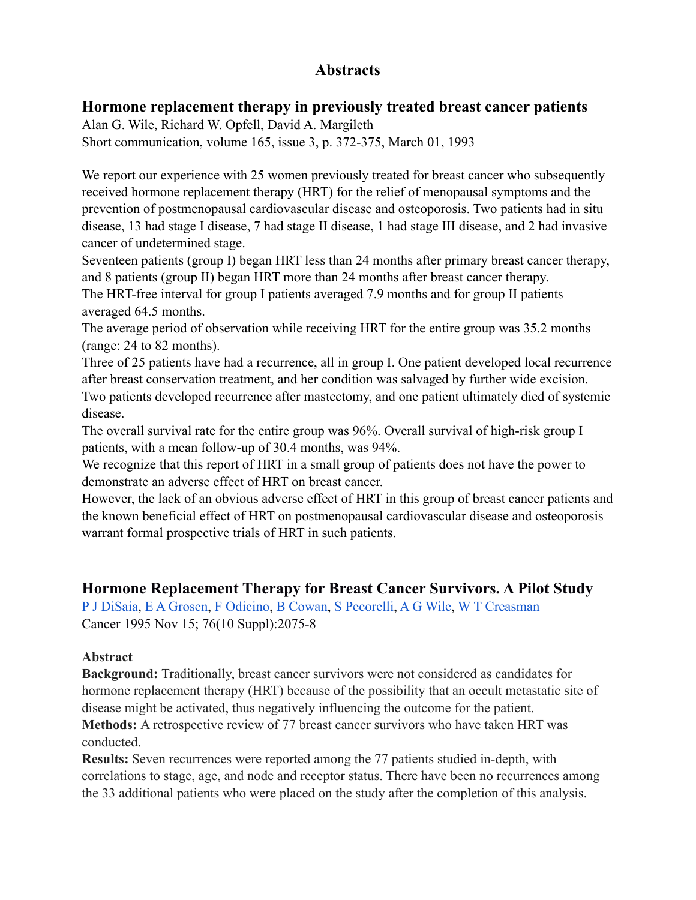# Abstracts

## Hormone replacement therapy in previously treated breast cancer patients

Alan G. Wile, Richard W. Opfell, David A. Margileth
Short communication, volume 165, issue 3, p. 372-375, March 01, 1993

We report our experience with 25 women previously treated for breast cancer who subsequently received hormone replacement therapy (HRT) for the relief of menopausal symptoms and the prevention of postmenopausal cardiovascular disease and osteoporosis. Two patients had in situ disease, 13 had stage I disease, 7 had stage II disease, 1 had stage III disease, and 2 had invasive cancer of undetermined stage.

Seventeen patients (group I) began HRT less than 24 months after primary breast cancer therapy, and 8 patients (group II) began HRT more than 24 months after breast cancer therapy.

The HRT-free interval for group I patients averaged 7.9 months and for group II patients averaged 64.5 months.

The average period of observation while receiving HRT for the entire group was 35.2 months (range: 24 to 82 months).

Three of 25 patients have had a recurrence, all in group I. One patient developed local recurrence after breast conservation treatment, and her condition was salvaged by further wide excision. Two patients developed recurrence after mastectomy, and one patient ultimately died of systemic disease.

The overall survival rate for the entire group was 96%. Overall survival of high-risk group I patients, with a mean follow-up of 30.4 months, was 94%.

We recognize that this report of HRT in a small group of patients does not have the power to demonstrate an adverse effect of HRT on breast cancer.

However, the lack of an obvious adverse effect of HRT in this group of breast cancer patients and the known beneficial effect of HRT on postmenopausal cardiovascular disease and osteoporosis warrant formal prospective trials of HRT in such patients.

## Hormone Replacement Therapy for Breast Cancer Survivors. A Pilot Study

P J DiSaia, E A Grosen, F Odicino, B Cowan, S Pecorelli, A G Wile, W T Creasman
Cancer 1995 Nov 15; 76(10 Suppl):2075-8

**Abstract**

**Background:** Traditionally, breast cancer survivors were not considered as candidates for hormone replacement therapy (HRT) because of the possibility that an occult metastatic site of disease might be activated, thus negatively influencing the outcome for the patient.

**Methods:** A retrospective review of 77 breast cancer survivors who have taken HRT was conducted.

**Results:** Seven recurrences were reported among the 77 patients studied in-depth, with correlations to stage, age, and node and receptor status. There have been no recurrences among the 33 additional patients who were placed on the study after the completion of this analysis.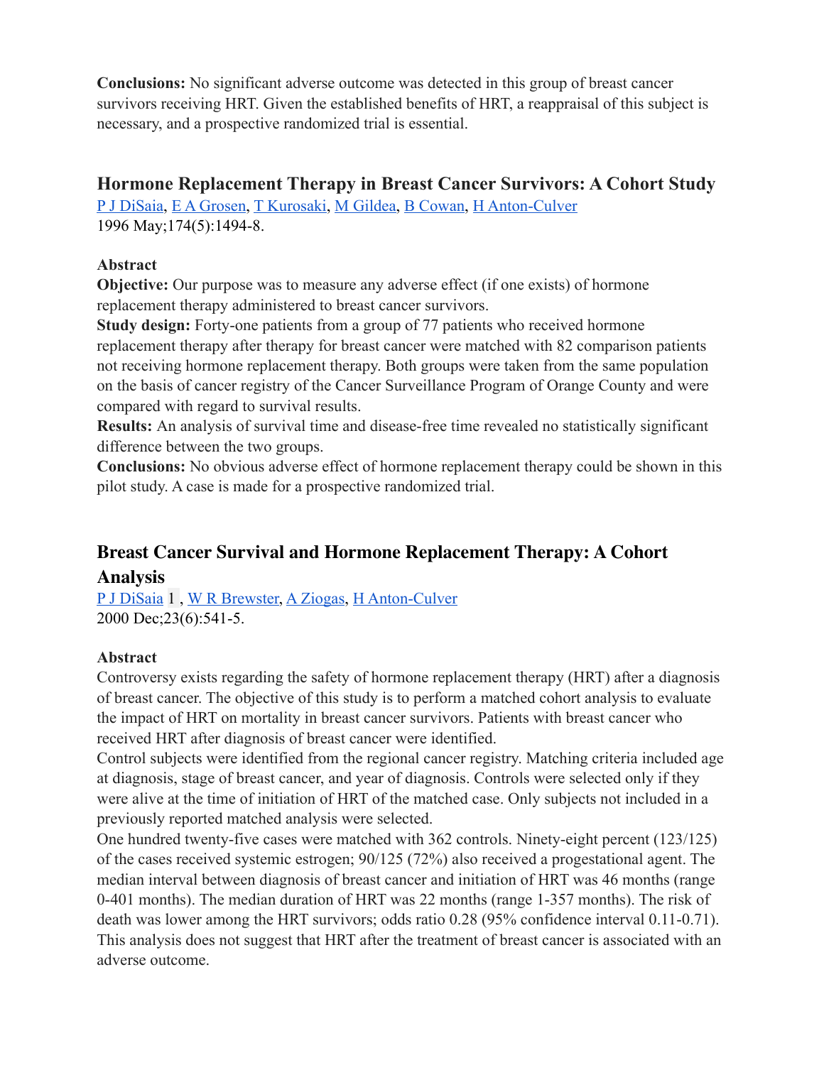**Conclusions:** No significant adverse outcome was detected in this group of breast cancer survivors receiving HRT. Given the established benefits of HRT, a reappraisal of this subject is necessary, and a prospective randomized trial is essential.

## Hormone Replacement Therapy in Breast Cancer Survivors: A Cohort Study

P J DiSaia, E A Grosen, T Kurosaki, M Gildea, B Cowan, H Anton-Culver

1996 May;174(5):1494-8.

### Abstract

**Objective:** Our purpose was to measure any adverse effect (if one exists) of hormone replacement therapy administered to breast cancer survivors.

**Study design:** Forty-one patients from a group of 77 patients who received hormone replacement therapy after therapy for breast cancer were matched with 82 comparison patients not receiving hormone replacement therapy. Both groups were taken from the same population on the basis of cancer registry of the Cancer Surveillance Program of Orange County and were compared with regard to survival results.

**Results:** An analysis of survival time and disease-free time revealed no statistically significant difference between the two groups.

**Conclusions:** No obvious adverse effect of hormone replacement therapy could be shown in this pilot study. A case is made for a prospective randomized trial.

## Breast Cancer Survival and Hormone Replacement Therapy: A Cohort Analysis

P J DiSaia [1], W R Brewster, A Ziogas, H Anton-Culver

2000 Dec;23(6):541-5.

### Abstract

Controversy exists regarding the safety of hormone replacement therapy (HRT) after a diagnosis of breast cancer. The objective of this study is to perform a matched cohort analysis to evaluate the impact of HRT on mortality in breast cancer survivors. Patients with breast cancer who received HRT after diagnosis of breast cancer were identified.

Control subjects were identified from the regional cancer registry. Matching criteria included age at diagnosis, stage of breast cancer, and year of diagnosis. Controls were selected only if they were alive at the time of initiation of HRT of the matched case. Only subjects not included in a previously reported matched analysis were selected.

One hundred twenty-five cases were matched with 362 controls. Ninety-eight percent (123/125) of the cases received systemic estrogen; 90/125 (72%) also received a progestational agent. The median interval between diagnosis of breast cancer and initiation of HRT was 46 months (range 0-401 months). The median duration of HRT was 22 months (range 1-357 months). The risk of death was lower among the HRT survivors; odds ratio 0.28 (95% confidence interval 0.11-0.71). This analysis does not suggest that HRT after the treatment of breast cancer is associated with an adverse outcome.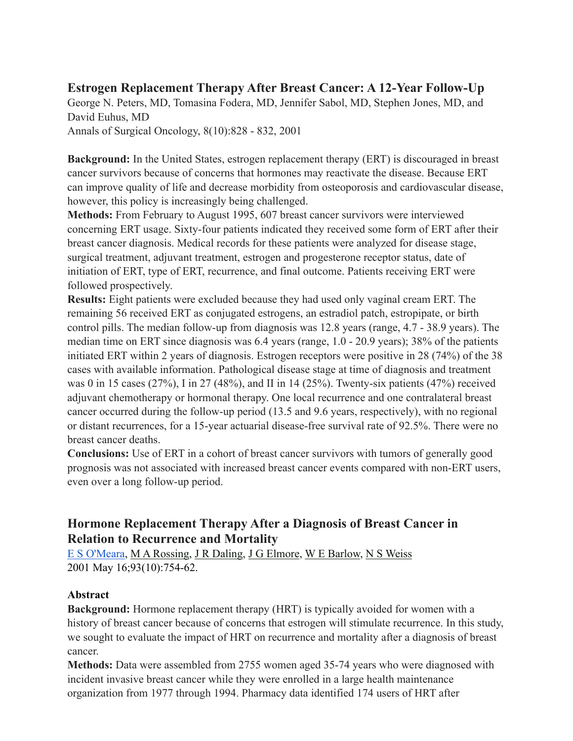## Estrogen Replacement Therapy After Breast Cancer: A 12-Year Follow-Up

George N. Peters, MD, Tomasina Fodera, MD, Jennifer Sabol, MD, Stephen Jones, MD, and David Euhus, MD

Annals of Surgical Oncology, 8(10):828 - 832, 2001

**Background:** In the United States, estrogen replacement therapy (ERT) is discouraged in breast cancer survivors because of concerns that hormones may reactivate the disease. Because ERT can improve quality of life and decrease morbidity from osteoporosis and cardiovascular disease, however, this policy is increasingly being challenged.

**Methods:** From February to August 1995, 607 breast cancer survivors were interviewed concerning ERT usage. Sixty-four patients indicated they received some form of ERT after their breast cancer diagnosis. Medical records for these patients were analyzed for disease stage, surgical treatment, adjuvant treatment, estrogen and progesterone receptor status, date of initiation of ERT, type of ERT, recurrence, and final outcome. Patients receiving ERT were followed prospectively.

**Results:** Eight patients were excluded because they had used only vaginal cream ERT. The remaining 56 received ERT as conjugated estrogens, an estradiol patch, estropipate, or birth control pills. The median follow-up from diagnosis was 12.8 years (range, 4.7 - 38.9 years). The median time on ERT since diagnosis was 6.4 years (range, 1.0 - 20.9 years); 38% of the patients initiated ERT within 2 years of diagnosis. Estrogen receptors were positive in 28 (74%) of the 38 cases with available information. Pathological disease stage at time of diagnosis and treatment was 0 in 15 cases (27%), I in 27 (48%), and II in 14 (25%). Twenty-six patients (47%) received adjuvant chemotherapy or hormonal therapy. One local recurrence and one contralateral breast cancer occurred during the follow-up period (13.5 and 9.6 years, respectively), with no regional or distant recurrences, for a 15-year actuarial disease-free survival rate of 92.5%. There were no breast cancer deaths.

**Conclusions:** Use of ERT in a cohort of breast cancer survivors with tumors of generally good prognosis was not associated with increased breast cancer events compared with non-ERT users, even over a long follow-up period.

## Hormone Replacement Therapy After a Diagnosis of Breast Cancer in Relation to Recurrence and Mortality

E S O'Meara, M A Rossing, J R Daling, J G Elmore, W E Barlow, N S Weiss

2001 May 16;93(10):754-62.

### Abstract

**Background:** Hormone replacement therapy (HRT) is typically avoided for women with a history of breast cancer because of concerns that estrogen will stimulate recurrence. In this study, we sought to evaluate the impact of HRT on recurrence and mortality after a diagnosis of breast cancer.

**Methods:** Data were assembled from 2755 women aged 35-74 years who were diagnosed with incident invasive breast cancer while they were enrolled in a large health maintenance organization from 1977 through 1994. Pharmacy data identified 174 users of HRT after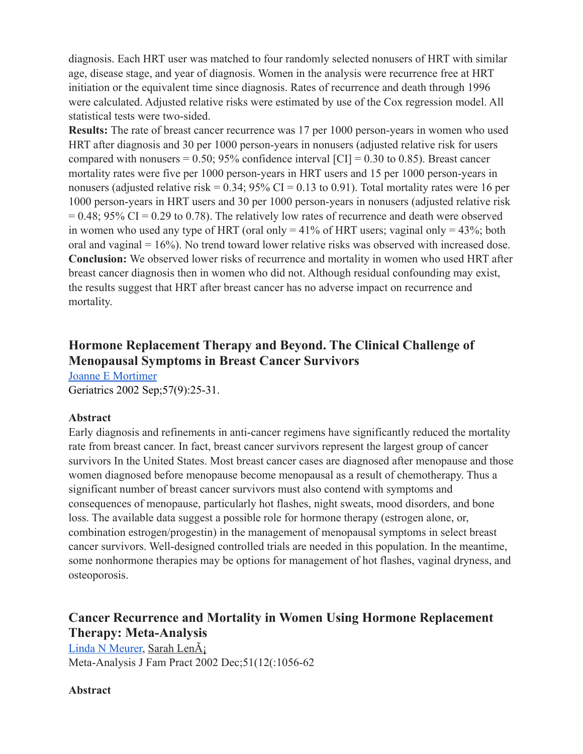diagnosis. Each HRT user was matched to four randomly selected nonusers of HRT with similar age, disease stage, and year of diagnosis. Women in the analysis were recurrence free at HRT initiation or the equivalent time since diagnosis. Rates of recurrence and death through 1996 were calculated. Adjusted relative risks were estimated by use of the Cox regression model. All statistical tests were two-sided.

**Results:** The rate of breast cancer recurrence was 17 per 1000 person-years in women who used HRT after diagnosis and 30 per 1000 person-years in nonusers (adjusted relative risk for users compared with nonusers = 0.50; 95% confidence interval [CI] = 0.30 to 0.85). Breast cancer mortality rates were five per 1000 person-years in HRT users and 15 per 1000 person-years in nonusers (adjusted relative risk = 0.34; 95% CI = 0.13 to 0.91). Total mortality rates were 16 per 1000 person-years in HRT users and 30 per 1000 person-years in nonusers (adjusted relative risk = 0.48; 95% CI = 0.29 to 0.78). The relatively low rates of recurrence and death were observed in women who used any type of HRT (oral only = 41% of HRT users; vaginal only = 43%; both oral and vaginal = 16%). No trend toward lower relative risks was observed with increased dose.

**Conclusion:** We observed lower risks of recurrence and mortality in women who used HRT after breast cancer diagnosis then in women who did not. Although residual confounding may exist, the results suggest that HRT after breast cancer has no adverse impact on recurrence and mortality.

## Hormone Replacement Therapy and Beyond. The Clinical Challenge of Menopausal Symptoms in Breast Cancer Survivors

Joanne E Mortimer

Geriatrics 2002 Sep;57(9):25-31.

### Abstract

Early diagnosis and refinements in anti-cancer regimens have significantly reduced the mortality rate from breast cancer. In fact, breast cancer survivors represent the largest group of cancer survivors In the United States. Most breast cancer cases are diagnosed after menopause and those women diagnosed before menopause become menopausal as a result of chemotherapy. Thus a significant number of breast cancer survivors must also contend with symptoms and consequences of menopause, particularly hot flashes, night sweats, mood disorders, and bone loss. The available data suggest a possible role for hormone therapy (estrogen alone, or, combination estrogen/progestin) in the management of menopausal symptoms in select breast cancer survivors. Well-designed controlled trials are needed in this population. In the meantime, some nonhormone therapies may be options for management of hot flashes, vaginal dryness, and osteoporosis.

## Cancer Recurrence and Mortality in Women Using Hormone Replacement Therapy: Meta-Analysis

Linda N Meurer, Sarah LenÃ¡

Meta-Analysis J Fam Pract 2002 Dec;51(12(:1056-62

### Abstract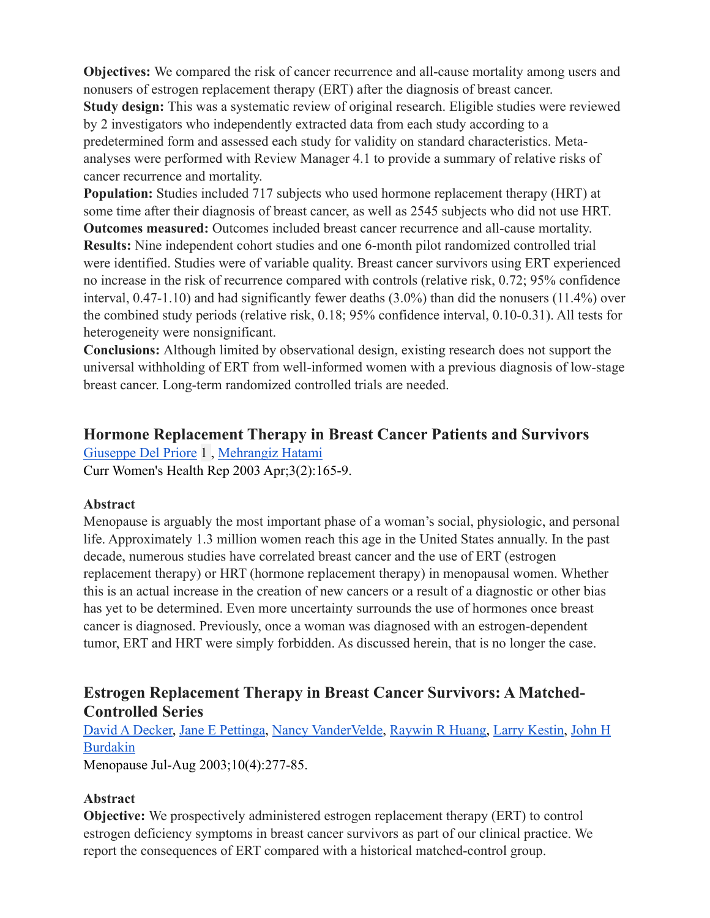**Objectives:** We compared the risk of cancer recurrence and all-cause mortality among users and nonusers of estrogen replacement therapy (ERT) after the diagnosis of breast cancer.
**Study design:** This was a systematic review of original research. Eligible studies were reviewed by 2 investigators who independently extracted data from each study according to a predetermined form and assessed each study for validity on standard characteristics. Meta-analyses were performed with Review Manager 4.1 to provide a summary of relative risks of cancer recurrence and mortality.
**Population:** Studies included 717 subjects who used hormone replacement therapy (HRT) at some time after their diagnosis of breast cancer, as well as 2545 subjects who did not use HRT.
**Outcomes measured:** Outcomes included breast cancer recurrence and all-cause mortality.
**Results:** Nine independent cohort studies and one 6-month pilot randomized controlled trial were identified. Studies were of variable quality. Breast cancer survivors using ERT experienced no increase in the risk of recurrence compared with controls (relative risk, 0.72; 95% confidence interval, 0.47-1.10) and had significantly fewer deaths (3.0%) than did the nonusers (11.4%) over the combined study periods (relative risk, 0.18; 95% confidence interval, 0.10-0.31). All tests for heterogeneity were nonsignificant.
**Conclusions:** Although limited by observational design, existing research does not support the universal withholding of ERT from well-informed women with a previous diagnosis of low-stage breast cancer. Long-term randomized controlled trials are needed.

## Hormone Replacement Therapy in Breast Cancer Patients and Survivors

Giuseppe Del Priore [1], Mehrangiz Hatami
Curr Women's Health Rep 2003 Apr;3(2):165-9.

### Abstract

Menopause is arguably the most important phase of a woman's social, physiologic, and personal life. Approximately 1.3 million women reach this age in the United States annually. In the past decade, numerous studies have correlated breast cancer and the use of ERT (estrogen replacement therapy) or HRT (hormone replacement therapy) in menopausal women. Whether this is an actual increase in the creation of new cancers or a result of a diagnostic or other bias has yet to be determined. Even more uncertainty surrounds the use of hormones once breast cancer is diagnosed. Previously, once a woman was diagnosed with an estrogen-dependent tumor, ERT and HRT were simply forbidden. As discussed herein, that is no longer the case.

## Estrogen Replacement Therapy in Breast Cancer Survivors: A Matched-Controlled Series

David A Decker, Jane E Pettinga, Nancy VanderVelde, Raywin R Huang, Larry Kestin, John H Burdakin
Menopause Jul-Aug 2003;10(4):277-85.

### Abstract

**Objective:** We prospectively administered estrogen replacement therapy (ERT) to control estrogen deficiency symptoms in breast cancer survivors as part of our clinical practice. We report the consequences of ERT compared with a historical matched-control group.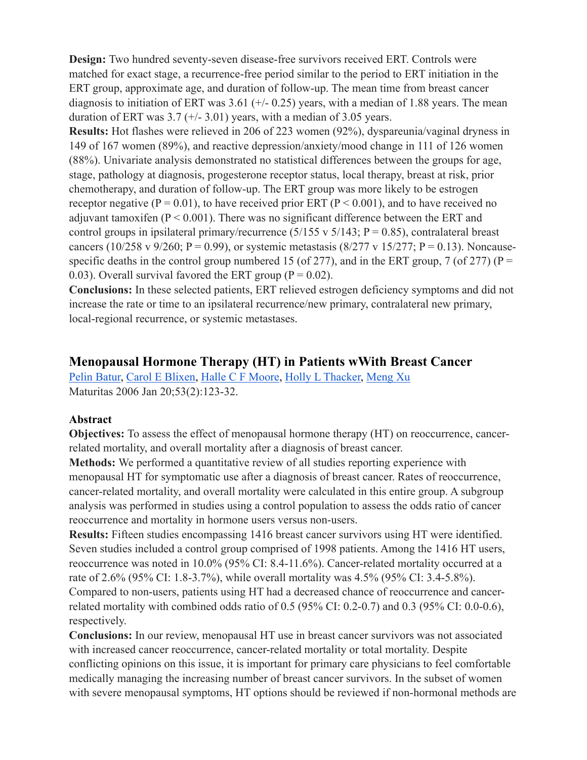**Design:** Two hundred seventy-seven disease-free survivors received ERT. Controls were matched for exact stage, a recurrence-free period similar to the period to ERT initiation in the ERT group, approximate age, and duration of follow-up. The mean time from breast cancer diagnosis to initiation of ERT was 3.61 (+/- 0.25) years, with a median of 1.88 years. The mean duration of ERT was 3.7 (+/- 3.01) years, with a median of 3.05 years.

**Results:** Hot flashes were relieved in 206 of 223 women (92%), dyspareunia/vaginal dryness in 149 of 167 women (89%), and reactive depression/anxiety/mood change in 111 of 126 women (88%). Univariate analysis demonstrated no statistical differences between the groups for age, stage, pathology at diagnosis, progesterone receptor status, local therapy, breast at risk, prior chemotherapy, and duration of follow-up. The ERT group was more likely to be estrogen receptor negative ($P = 0.01$), to have received prior ERT ($P < 0.001$), and to have received no adjuvant tamoxifen ($P < 0.001$). There was no significant difference between the ERT and control groups in ipsilateral primary/recurrence (5/155 v 5/143; $P = 0.85$), contralateral breast cancers (10/258 v 9/260; $P = 0.99$), or systemic metastasis (8/277 v 15/277; $P = 0.13$). Noncause-specific deaths in the control group numbered 15 (of 277), and in the ERT group, 7 (of 277) ($P = 0.03$). Overall survival favored the ERT group ($P = 0.02$).

**Conclusions:** In these selected patients, ERT relieved estrogen deficiency symptoms and did not increase the rate or time to an ipsilateral recurrence/new primary, contralateral new primary, local-regional recurrence, or systemic metastases.

## Menopausal Hormone Therapy (HT) in Patients wWith Breast Cancer

Pelin Batur, Carol E Blixen, Halle C F Moore, Holly L Thacker, Meng Xu

Maturitas 2006 Jan 20;53(2):123-32.

### Abstract

**Objectives:** To assess the effect of menopausal hormone therapy (HT) on reoccurrence, cancer-related mortality, and overall mortality after a diagnosis of breast cancer.

**Methods:** We performed a quantitative review of all studies reporting experience with menopausal HT for symptomatic use after a diagnosis of breast cancer. Rates of reoccurrence, cancer-related mortality, and overall mortality were calculated in this entire group. A subgroup analysis was performed in studies using a control population to assess the odds ratio of cancer reoccurrence and mortality in hormone users versus non-users.

**Results:** Fifteen studies encompassing 1416 breast cancer survivors using HT were identified. Seven studies included a control group comprised of 1998 patients. Among the 1416 HT users, reoccurrence was noted in 10.0% (95% CI: 8.4-11.6%). Cancer-related mortality occurred at a rate of 2.6% (95% CI: 1.8-3.7%), while overall mortality was 4.5% (95% CI: 3.4-5.8%). Compared to non-users, patients using HT had a decreased chance of reoccurrence and cancer-related mortality with combined odds ratio of 0.5 (95% CI: 0.2-0.7) and 0.3 (95% CI: 0.0-0.6), respectively.

**Conclusions:** In our review, menopausal HT use in breast cancer survivors was not associated with increased cancer reoccurrence, cancer-related mortality or total mortality. Despite conflicting opinions on this issue, it is important for primary care physicians to feel comfortable medically managing the increasing number of breast cancer survivors. In the subset of women with severe menopausal symptoms, HT options should be reviewed if non-hormonal methods are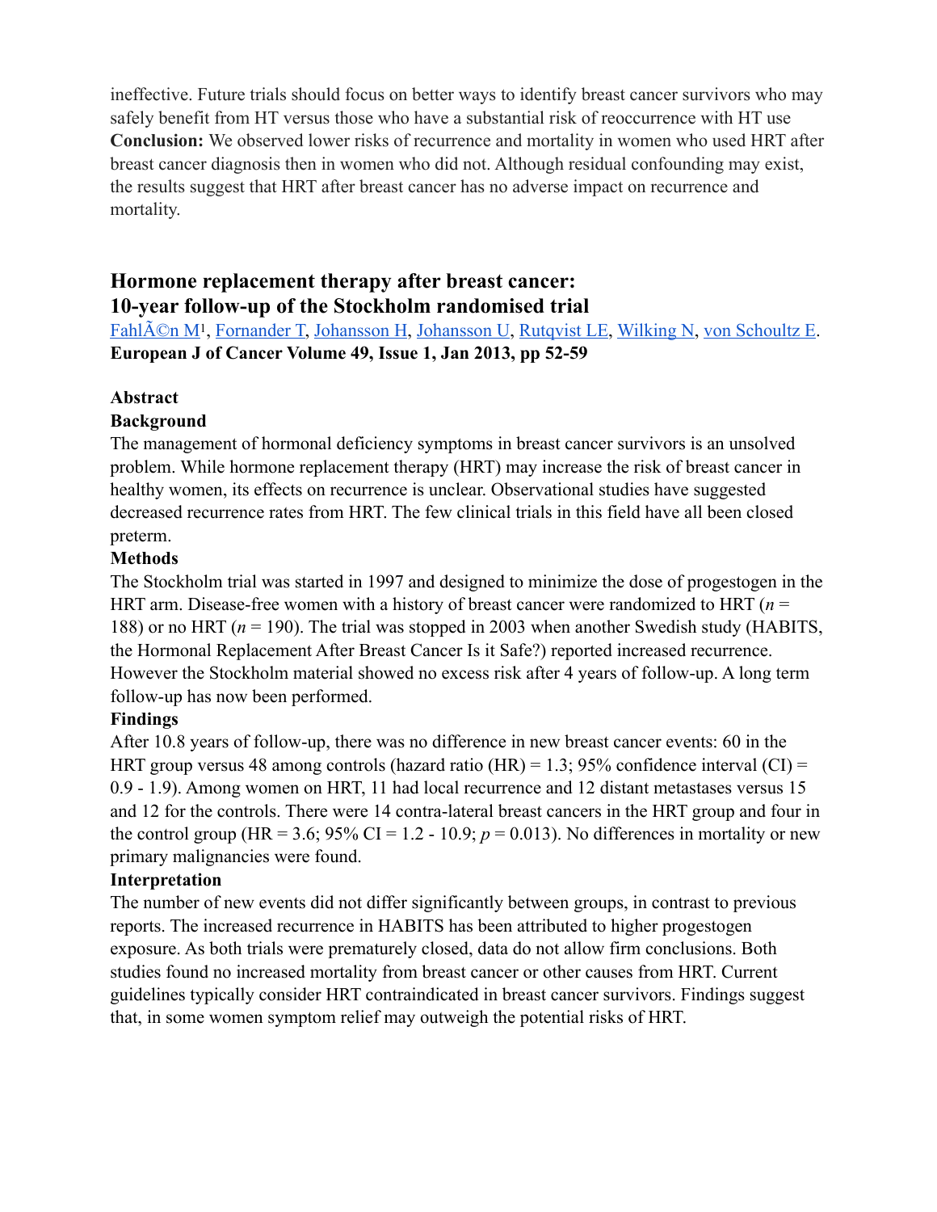ineffective. Future trials should focus on better ways to identify breast cancer survivors who may safely benefit from HT versus those who have a substantial risk of reoccurrence with HT use

**Conclusion:** We observed lower risks of recurrence and mortality in women who used HRT after breast cancer diagnosis then in women who did not. Although residual confounding may exist, the results suggest that HRT after breast cancer has no adverse impact on recurrence and mortality.

## Hormone replacement therapy after breast cancer: 10-year follow-up of the Stockholm randomised trial

[FahlÃ©n M](#)[1], [Fornander T](#), [Johansson H](#), [Johansson U](#), [Rutqvist LE](#), [Wilking N](#), [von Schoultz E](#).

**European J of Cancer Volume 49, Issue 1, Jan 2013, pp 52-59**

**Abstract**

**Background**

The management of hormonal deficiency symptoms in breast cancer survivors is an unsolved problem. While hormone replacement therapy (HRT) may increase the risk of breast cancer in healthy women, its effects on recurrence is unclear. Observational studies have suggested decreased recurrence rates from HRT. The few clinical trials in this field have all been closed preterm.

**Methods**

The Stockholm trial was started in 1997 and designed to minimize the dose of progestogen in the HRT arm. Disease-free women with a history of breast cancer were randomized to HRT ($n$ = 188) or no HRT ($n$ = 190). The trial was stopped in 2003 when another Swedish study (HABITS, the Hormonal Replacement After Breast Cancer Is it Safe?) reported increased recurrence. However the Stockholm material showed no excess risk after 4 years of follow-up. A long term follow-up has now been performed.

**Findings**

After 10.8 years of follow-up, there was no difference in new breast cancer events: 60 in the HRT group versus 48 among controls (hazard ratio (HR) = 1.3; 95% confidence interval (CI) = 0.9 - 1.9). Among women on HRT, 11 had local recurrence and 12 distant metastases versus 15 and 12 for the controls. There were 14 contra-lateral breast cancers in the HRT group and four in the control group (HR = 3.6; 95% CI = 1.2 - 10.9; $p$ = 0.013). No differences in mortality or new primary malignancies were found.

**Interpretation**

The number of new events did not differ significantly between groups, in contrast to previous reports. The increased recurrence in HABITS has been attributed to higher progestogen exposure. As both trials were prematurely closed, data do not allow firm conclusions. Both studies found no increased mortality from breast cancer or other causes from HRT. Current guidelines typically consider HRT contraindicated in breast cancer survivors. Findings suggest that, in some women symptom relief may outweigh the potential risks of HRT.